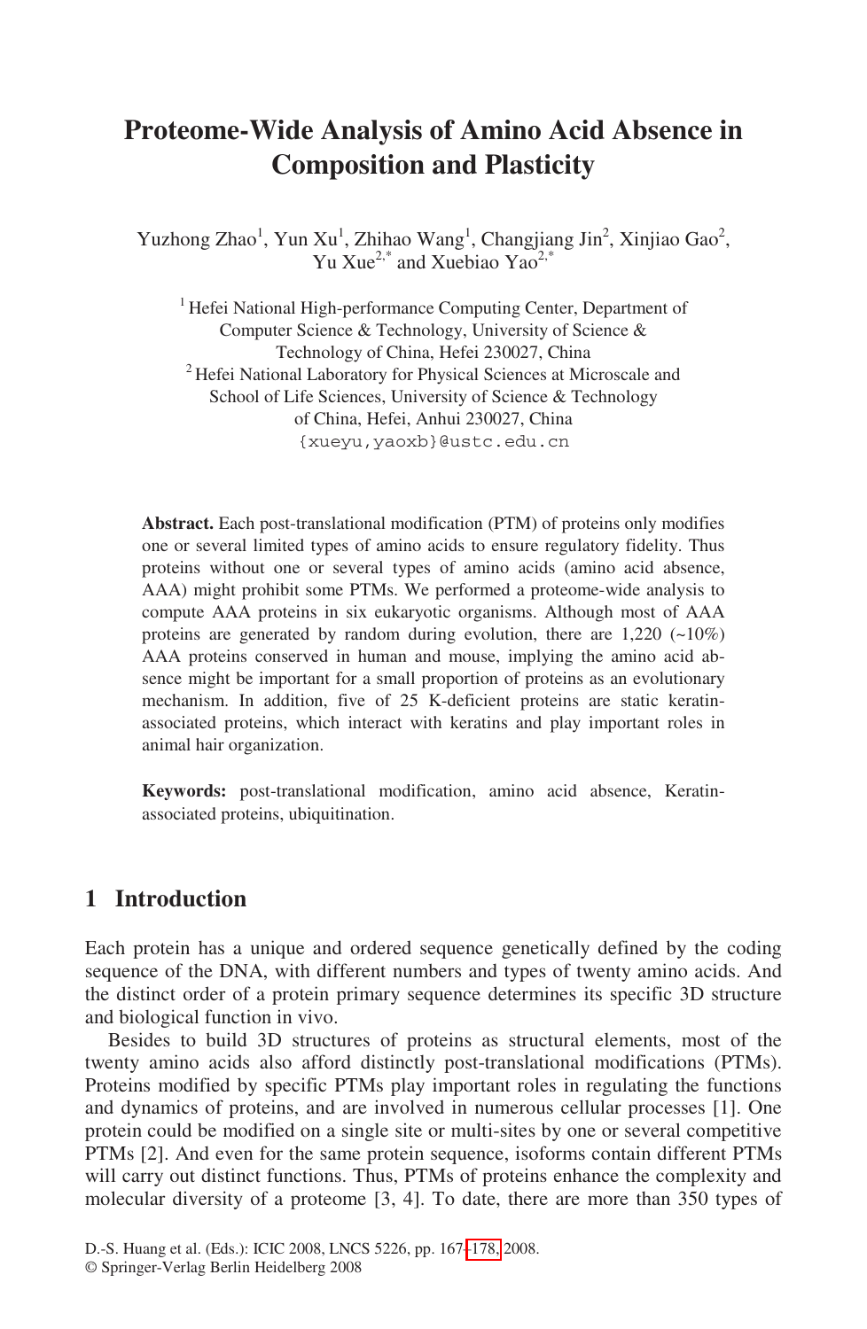# Proteome-Wide Analysis of Amino Acid Absence in Composition and Plasticity

Yuzhong Zhao[1], Yun Xu[1], Zhihao Wang[1], Changjiang Jin[2], Xinjiao Gao[2], Yu Xue[2,*] and Xuebiao Yao[2,*]

[1] Hefei National High-performance Computing Center, Department of Computer Science & Technology, University of Science & Technology of China, Hefei 230027, China

[2] Hefei National Laboratory for Physical Sciences at Microscale and School of Life Sciences, University of Science & Technology of China, Hefei, Anhui 230027, China

{xueyu,yaoxb}@ustc.edu.cn

**Abstract.** Each post-translational modification (PTM) of proteins only modifies one or several limited types of amino acids to ensure regulatory fidelity. Thus proteins without one or several types of amino acids (amino acid absence, AAA) might prohibit some PTMs. We performed a proteome-wide analysis to compute AAA proteins in six eukaryotic organisms. Although most of AAA proteins are generated by random during evolution, there are 1,220 (~10%) AAA proteins conserved in human and mouse, implying the amino acid absence might be important for a small proportion of proteins as an evolutionary mechanism. In addition, five of 25 K-deficient proteins are static keratin-associated proteins, which interact with keratins and play important roles in animal hair organization.

**Keywords:** post-translational modification, amino acid absence, Keratin-associated proteins, ubiquitination.

## 1 Introduction

Each protein has a unique and ordered sequence genetically defined by the coding sequence of the DNA, with different numbers and types of twenty amino acids. And the distinct order of a protein primary sequence determines its specific 3D structure and biological function in vivo.

Besides to build 3D structures of proteins as structural elements, most of the twenty amino acids also afford distinctly post-translational modifications (PTMs). Proteins modified by specific PTMs play important roles in regulating the functions and dynamics of proteins, and are involved in numerous cellular processes [1]. One protein could be modified on a single site or multi-sites by one or several competitive PTMs [2]. And even for the same protein sequence, isoforms contain different PTMs will carry out distinct functions. Thus, PTMs of proteins enhance the complexity and molecular diversity of a proteome [3, 4]. To date, there are more than 350 types of

D.-S. Huang et al. (Eds.): ICIC 2008, LNCS 5226, pp. 167–178, 2008.
© Springer-Verlag Berlin Heidelberg 2008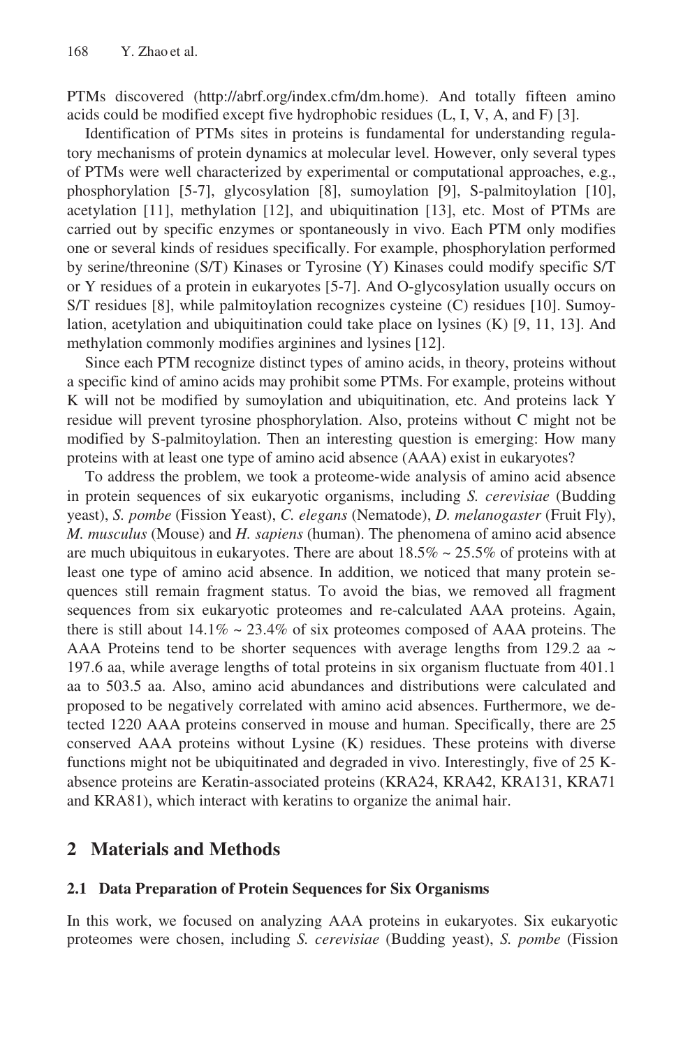PTMs discovered (http://abrf.org/index.cfm/dm.home). And totally fifteen amino acids could be modified except five hydrophobic residues (L, I, V, A, and F) [3].

Identification of PTMs sites in proteins is fundamental for understanding regulatory mechanisms of protein dynamics at molecular level. However, only several types of PTMs were well characterized by experimental or computational approaches, e.g., phosphorylation [5-7], glycosylation [8], sumoylation [9], S-palmitoylation [10], acetylation [11], methylation [12], and ubiquitination [13], etc. Most of PTMs are carried out by specific enzymes or spontaneously in vivo. Each PTM only modifies one or several kinds of residues specifically. For example, phosphorylation performed by serine/threonine (S/T) Kinases or Tyrosine (Y) Kinases could modify specific S/T or Y residues of a protein in eukaryotes [5-7]. And O-glycosylation usually occurs on S/T residues [8], while palmitoylation recognizes cysteine (C) residues [10]. Sumoylation, acetylation and ubiquitination could take place on lysines (K) [9, 11, 13]. And methylation commonly modifies arginines and lysines [12].

Since each PTM recognize distinct types of amino acids, in theory, proteins without a specific kind of amino acids may prohibit some PTMs. For example, proteins without K will not be modified by sumoylation and ubiquitination, etc. And proteins lack Y residue will prevent tyrosine phosphorylation. Also, proteins without C might not be modified by S-palmitoylation. Then an interesting question is emerging: How many proteins with at least one type of amino acid absence (AAA) exist in eukaryotes?

To address the problem, we took a proteome-wide analysis of amino acid absence in protein sequences of six eukaryotic organisms, including *S. cerevisiae* (Budding yeast), *S. pombe* (Fission Yeast), *C. elegans* (Nematode), *D. melanogaster* (Fruit Fly), *M. musculus* (Mouse) and *H. sapiens* (human). The phenomena of amino acid absence are much ubiquitous in eukaryotes. There are about 18.5% ~ 25.5% of proteins with at least one type of amino acid absence. In addition, we noticed that many protein sequences still remain fragment status. To avoid the bias, we removed all fragment sequences from six eukaryotic proteomes and re-calculated AAA proteins. Again, there is still about 14.1% ~ 23.4% of six proteomes composed of AAA proteins. The AAA Proteins tend to be shorter sequences with average lengths from 129.2 aa ~ 197.6 aa, while average lengths of total proteins in six organism fluctuate from 401.1 aa to 503.5 aa. Also, amino acid abundances and distributions were calculated and proposed to be negatively correlated with amino acid absences. Furthermore, we detected 1220 AAA proteins conserved in mouse and human. Specifically, there are 25 conserved AAA proteins without Lysine (K) residues. These proteins with diverse functions might not be ubiquitinated and degraded in vivo. Interestingly, five of 25 K-absence proteins are Keratin-associated proteins (KRA24, KRA42, KRA131, KRA71 and KRA81), which interact with keratins to organize the animal hair.

## 2 Materials and Methods

### 2.1 Data Preparation of Protein Sequences for Six Organisms

In this work, we focused on analyzing AAA proteins in eukaryotes. Six eukaryotic proteomes were chosen, including *S. cerevisiae* (Budding yeast), *S. pombe* (Fission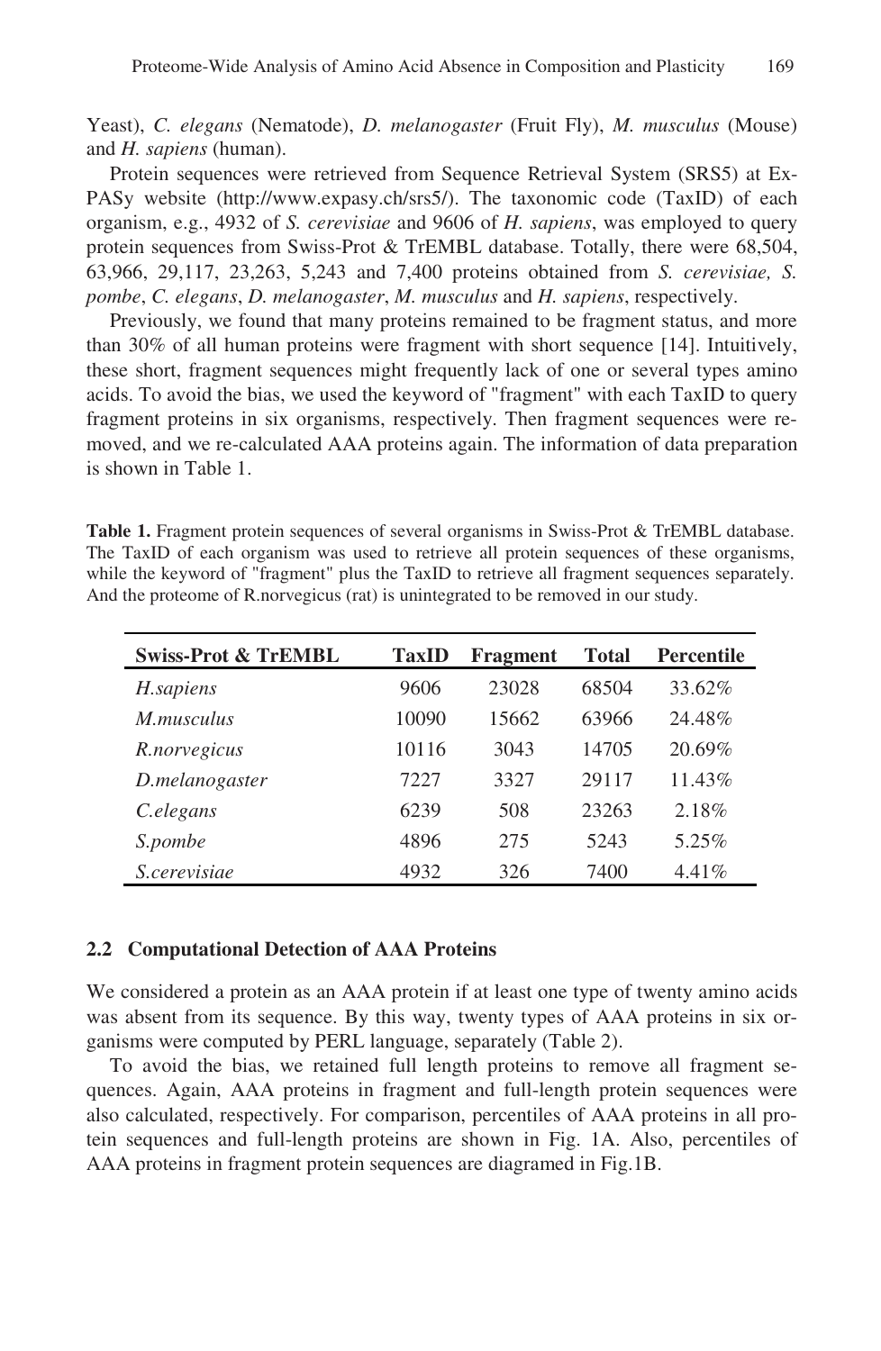Yeast), *C. elegans* (Nematode), *D. melanogaster* (Fruit Fly), *M. musculus* (Mouse) and *H. sapiens* (human).

Protein sequences were retrieved from Sequence Retrieval System (SRS5) at ExPASy website (http://www.expasy.ch/srs5/). The taxonomic code (TaxID) of each organism, e.g., 4932 of *S. cerevisiae* and 9606 of *H. sapiens*, was employed to query protein sequences from Swiss-Prot & TrEMBL database. Totally, there were 68,504, 63,966, 29,117, 23,263, 5,243 and 7,400 proteins obtained from *S. cerevisiae, S. pombe*, *C. elegans*, *D. melanogaster*, *M. musculus* and *H. sapiens*, respectively.

Previously, we found that many proteins remained to be fragment status, and more than 30% of all human proteins were fragment with short sequence [14]. Intuitively, these short, fragment sequences might frequently lack of one or several types amino acids. To avoid the bias, we used the keyword of "fragment" with each TaxID to query fragment proteins in six organisms, respectively. Then fragment sequences were removed, and we re-calculated AAA proteins again. The information of data preparation is shown in Table 1.

**Table 1.** Fragment protein sequences of several organisms in Swiss-Prot & TrEMBL database. The TaxID of each organism was used to retrieve all protein sequences of these organisms, while the keyword of "fragment" plus the TaxID to retrieve all fragment sequences separately. And the proteome of R.norvegicus (rat) is unintegrated to be removed in our study.

| Swiss-Prot & TrEMBL | TaxID | Fragment | Total | Percentile |
|---|---|---|---|---|
| *H.sapiens* | 9606 | 23028 | 68504 | 33.62% |
| *M.musculus* | 10090 | 15662 | 63966 | 24.48% |
| *R.norvegicus* | 10116 | 3043 | 14705 | 20.69% |
| *D.melanogaster* | 7227 | 3327 | 29117 | 11.43% |
| *C.elegans* | 6239 | 508 | 23263 | 2.18% |
| *S.pombe* | 4896 | 275 | 5243 | 5.25% |
| *S.cerevisiae* | 4932 | 326 | 7400 | 4.41% |

### 2.2 Computational Detection of AAA Proteins

We considered a protein as an AAA protein if at least one type of twenty amino acids was absent from its sequence. By this way, twenty types of AAA proteins in six organisms were computed by PERL language, separately (Table 2).

To avoid the bias, we retained full length proteins to remove all fragment sequences. Again, AAA proteins in fragment and full-length protein sequences were also calculated, respectively. For comparison, percentiles of AAA proteins in all protein sequences and full-length proteins are shown in Fig. 1A. Also, percentiles of AAA proteins in fragment protein sequences are diagramed in Fig.1B.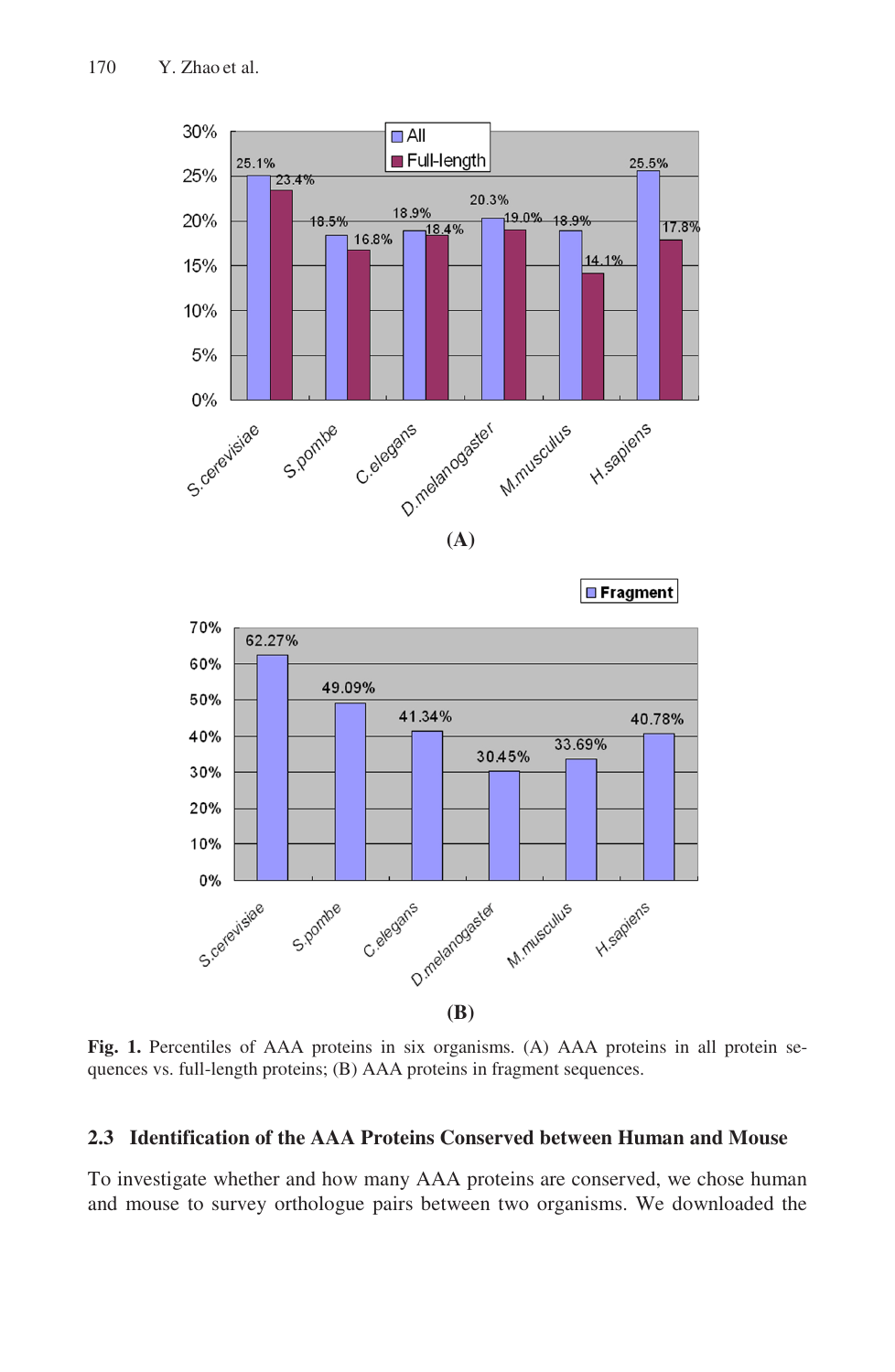**Fig. 1.** Percentiles of AAA proteins in six organisms. (A) AAA proteins in all protein sequences vs. full-length proteins; (B) AAA proteins in fragment sequences.

### 2.3 Identification of the AAA Proteins Conserved between Human and Mouse

To investigate whether and how many AAA proteins are conserved, we chose human and mouse to survey orthologue pairs between two organisms. We downloaded the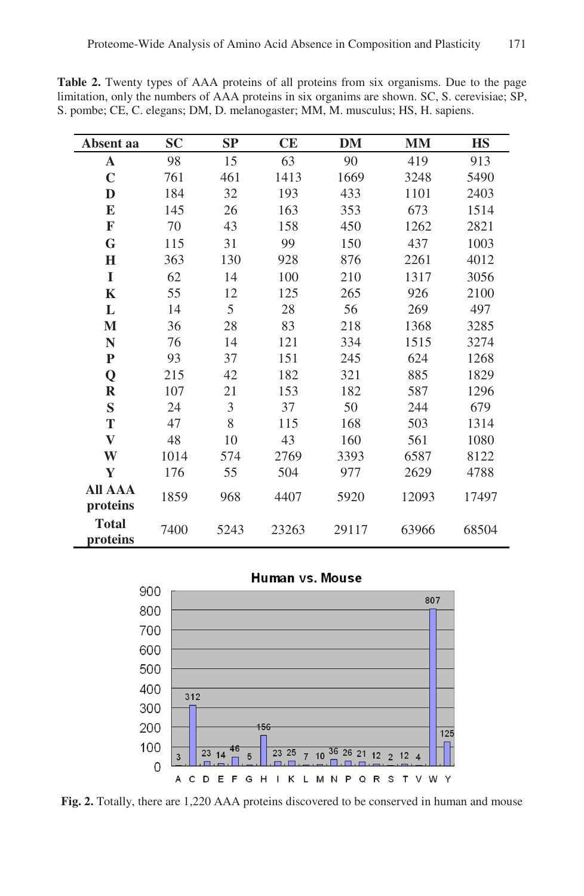**Table 2.** Twenty types of AAA proteins of all proteins from six organisms. Due to the page limitation, only the numbers of AAA proteins in six organims are shown. SC, S. cerevisiae; SP, S. pombe; CE, C. elegans; DM, D. melanogaster; MM, M. musculus; HS, H. sapiens.

| Absent aa | SC | SP | CE | DM | MM | HS |
|---|---|---|---|---|---|---|
| **A** | 98 | 15 | 63 | 90 | 419 | 913 |
| **C** | 761 | 461 | 1413 | 1669 | 3248 | 5490 |
| **D** | 184 | 32 | 193 | 433 | 1101 | 2403 |
| **E** | 145 | 26 | 163 | 353 | 673 | 1514 |
| **F** | 70 | 43 | 158 | 450 | 1262 | 2821 |
| **G** | 115 | 31 | 99 | 150 | 437 | 1003 |
| **H** | 363 | 130 | 928 | 876 | 2261 | 4012 |
| **I** | 62 | 14 | 100 | 210 | 1317 | 3056 |
| **K** | 55 | 12 | 125 | 265 | 926 | 2100 |
| **L** | 14 | 5 | 28 | 56 | 269 | 497 |
| **M** | 36 | 28 | 83 | 218 | 1368 | 3285 |
| **N** | 76 | 14 | 121 | 334 | 1515 | 3274 |
| **P** | 93 | 37 | 151 | 245 | 624 | 1268 |
| **Q** | 215 | 42 | 182 | 321 | 885 | 1829 |
| **R** | 107 | 21 | 153 | 182 | 587 | 1296 |
| **S** | 24 | 3 | 37 | 50 | 244 | 679 |
| **T** | 47 | 8 | 115 | 168 | 503 | 1314 |
| **V** | 48 | 10 | 43 | 160 | 561 | 1080 |
| **W** | 1014 | 574 | 2769 | 3393 | 6587 | 8122 |
| **Y** | 176 | 55 | 504 | 977 | 2629 | 4788 |
| **All AAA proteins** | 1859 | 968 | 4407 | 5920 | 12093 | 17497 |
| **Total proteins** | 7400 | 5243 | 23263 | 29117 | 63966 | 68504 |

**Fig. 2.** Totally, there are 1,220 AAA proteins discovered to be conserved in human and mouse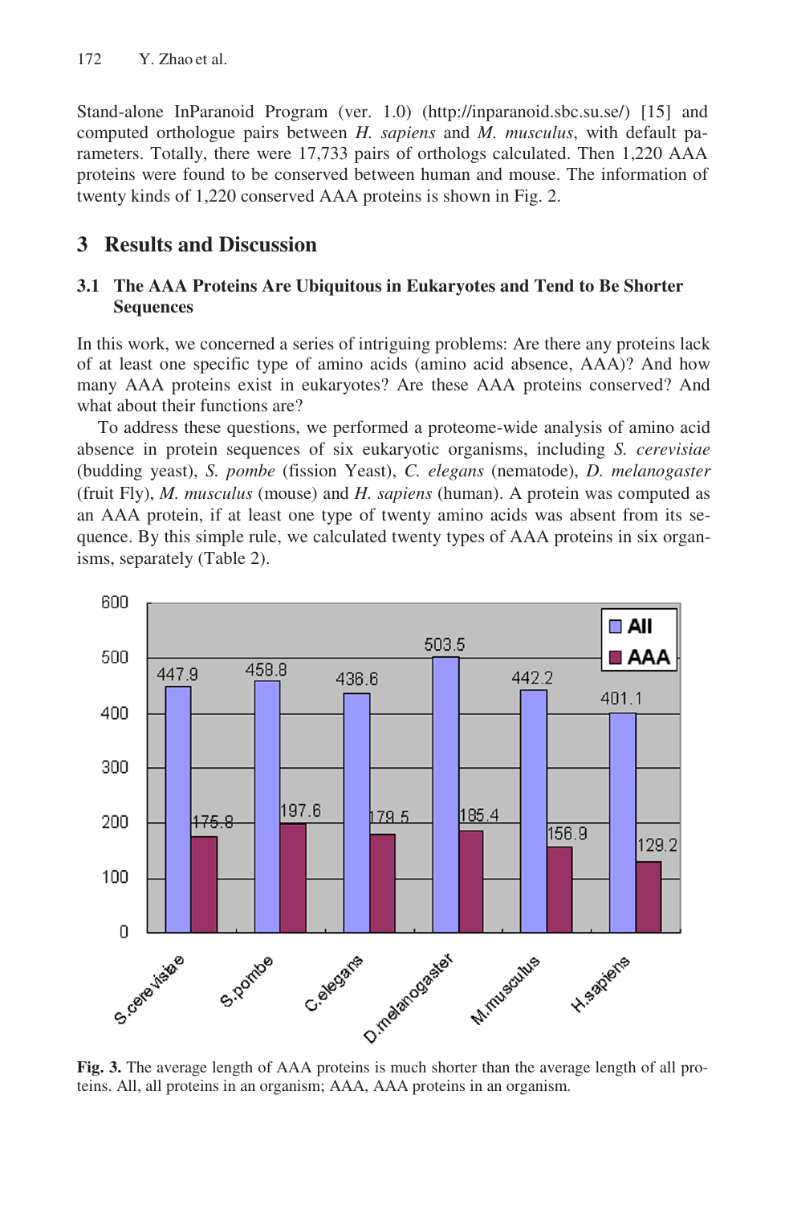Stand-alone InParanoid Program (ver. 1.0) (http://inparanoid.sbc.su.se/) [15] and computed orthologue pairs between *H. sapiens* and *M. musculus*, with default parameters. Totally, there were 17,733 pairs of orthologs calculated. Then 1,220 AAA proteins were found to be conserved between human and mouse. The information of twenty kinds of 1,220 conserved AAA proteins is shown in Fig. 2.

## 3 Results and Discussion

### 3.1 The AAA Proteins Are Ubiquitous in Eukaryotes and Tend to Be Shorter Sequences

In this work, we concerned a series of intriguing problems: Are there any proteins lack of at least one specific type of amino acids (amino acid absence, AAA)? And how many AAA proteins exist in eukaryotes? Are these AAA proteins conserved? And what about their functions are?

To address these questions, we performed a proteome-wide analysis of amino acid absence in protein sequences of six eukaryotic organisms, including *S. cerevisiae* (budding yeast), *S. pombe* (fission Yeast), *C. elegans* (nematode), *D. melanogaster* (fruit Fly), *M. musculus* (mouse) and *H. sapiens* (human). A protein was computed as an AAA protein, if at least one type of twenty amino acids was absent from its sequence. By this simple rule, we calculated twenty types of AAA proteins in six organisms, separately (Table 2).

| Organism | All | AAA |
|---|---|---|
| S.cerevisiae | 447.9 | 175.8 |
| S.pombe | 458.8 | 197.6 |
| C.elegans | 436.6 | 179.5 |
| D.melanogaster | 503.5 | 185.4 |
| M.musculus | 442.2 | 156.9 |
| H.sapiens | 401.1 | 129.2 |

**Fig. 3.** The average length of AAA proteins is much shorter than the average length of all proteins. All, all proteins in an organism; AAA, AAA proteins in an organism.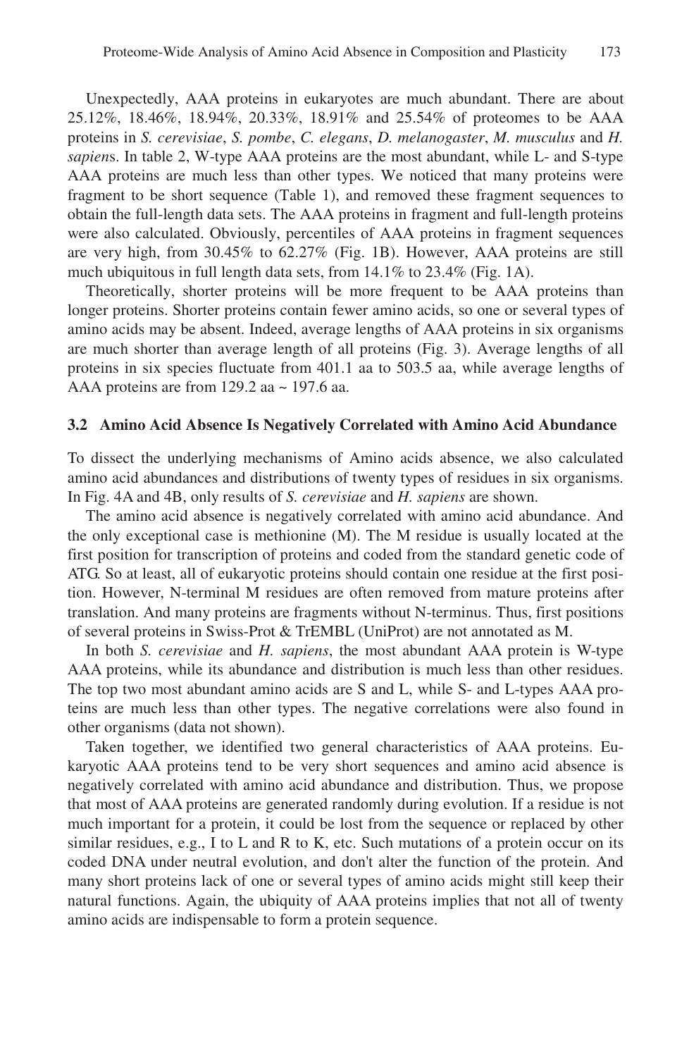Unexpectedly, AAA proteins in eukaryotes are much abundant. There are about 25.12%, 18.46%, 18.94%, 20.33%, 18.91% and 25.54% of proteomes to be AAA proteins in *S. cerevisiae*, *S. pombe*, *C. elegans*, *D. melanogaster*, *M. musculus* and *H. sapien*s. In table 2, W-type AAA proteins are the most abundant, while L- and S-type AAA proteins are much less than other types. We noticed that many proteins were fragment to be short sequence (Table 1), and removed these fragment sequences to obtain the full-length data sets. The AAA proteins in fragment and full-length proteins were also calculated. Obviously, percentiles of AAA proteins in fragment sequences are very high, from 30.45% to 62.27% (Fig. 1B). However, AAA proteins are still much ubiquitous in full length data sets, from 14.1% to 23.4% (Fig. 1A).

Theoretically, shorter proteins will be more frequent to be AAA proteins than longer proteins. Shorter proteins contain fewer amino acids, so one or several types of amino acids may be absent. Indeed, average lengths of AAA proteins in six organisms are much shorter than average length of all proteins (Fig. 3). Average lengths of all proteins in six species fluctuate from 401.1 aa to 503.5 aa, while average lengths of AAA proteins are from 129.2 aa ~ 197.6 aa.

### 3.2 Amino Acid Absence Is Negatively Correlated with Amino Acid Abundance

To dissect the underlying mechanisms of Amino acids absence, we also calculated amino acid abundances and distributions of twenty types of residues in six organisms. In Fig. 4A and 4B, only results of *S. cerevisiae* and *H. sapiens* are shown.

The amino acid absence is negatively correlated with amino acid abundance. And the only exceptional case is methionine (M). The M residue is usually located at the first position for transcription of proteins and coded from the standard genetic code of ATG. So at least, all of eukaryotic proteins should contain one residue at the first position. However, N-terminal M residues are often removed from mature proteins after translation. And many proteins are fragments without N-terminus. Thus, first positions of several proteins in Swiss-Prot & TrEMBL (UniProt) are not annotated as M.

In both *S. cerevisiae* and *H. sapiens*, the most abundant AAA protein is W-type AAA proteins, while its abundance and distribution is much less than other residues. The top two most abundant amino acids are S and L, while S- and L-types AAA proteins are much less than other types. The negative correlations were also found in other organisms (data not shown).

Taken together, we identified two general characteristics of AAA proteins. Eukaryotic AAA proteins tend to be very short sequences and amino acid absence is negatively correlated with amino acid abundance and distribution. Thus, we propose that most of AAA proteins are generated randomly during evolution. If a residue is not much important for a protein, it could be lost from the sequence or replaced by other similar residues, e.g., I to L and R to K, etc. Such mutations of a protein occur on its coded DNA under neutral evolution, and don't alter the function of the protein. And many short proteins lack of one or several types of amino acids might still keep their natural functions. Again, the ubiquity of AAA proteins implies that not all of twenty amino acids are indispensable to form a protein sequence.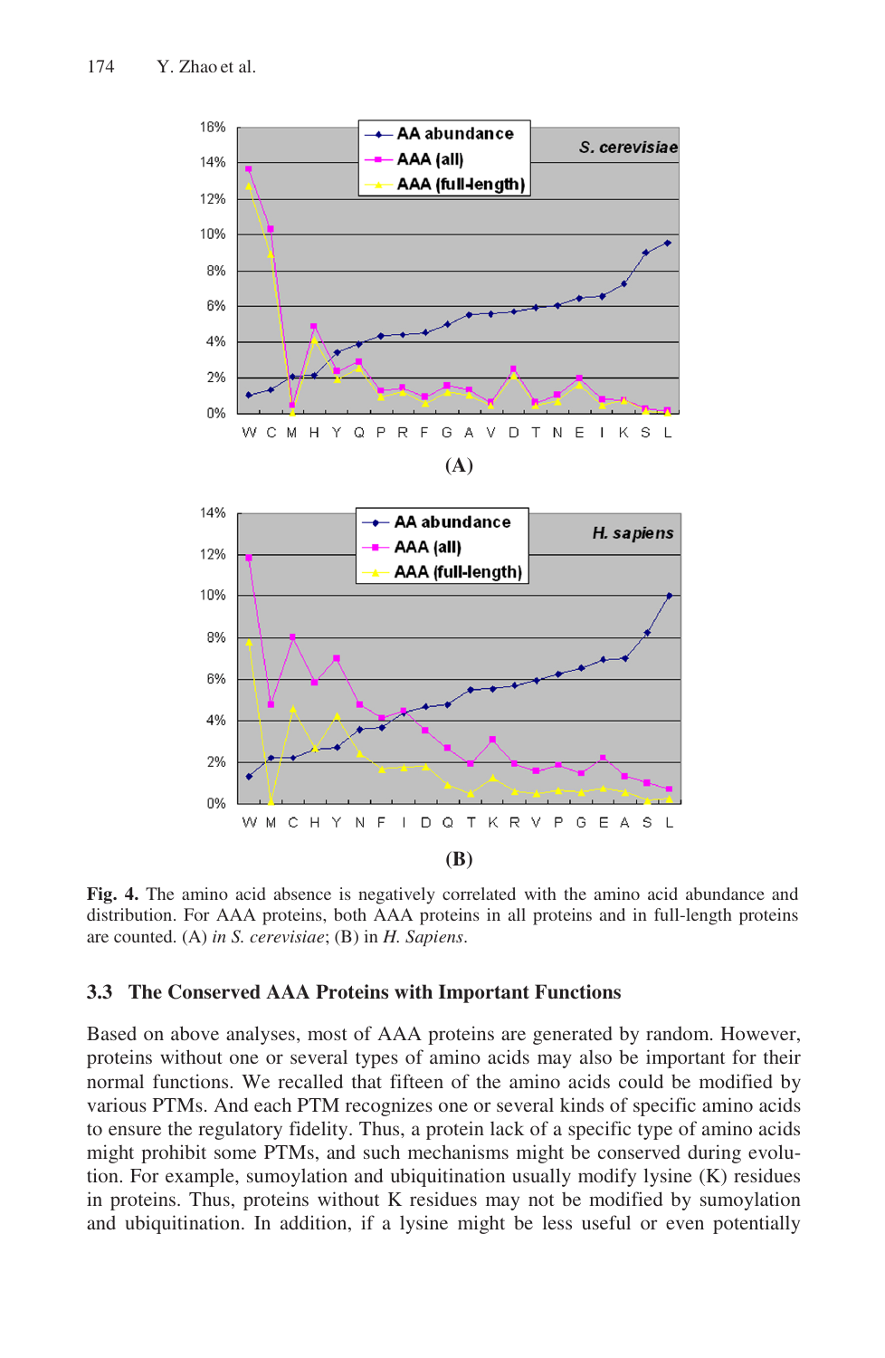**Fig. 4.** The amino acid absence is negatively correlated with the amino acid abundance and distribution. For AAA proteins, both AAA proteins in all proteins and in full-length proteins are counted. (A) *in S. cerevisiae*; (B) in *H. Sapiens*.

### 3.3 The Conserved AAA Proteins with Important Functions

Based on above analyses, most of AAA proteins are generated by random. However, proteins without one or several types of amino acids may also be important for their normal functions. We recalled that fifteen of the amino acids could be modified by various PTMs. And each PTM recognizes one or several kinds of specific amino acids to ensure the regulatory fidelity. Thus, a protein lack of a specific type of amino acids might prohibit some PTMs, and such mechanisms might be conserved during evolution. For example, sumoylation and ubiquitination usually modify lysine (K) residues in proteins. Thus, proteins without K residues may not be modified by sumoylation and ubiquitination. In addition, if a lysine might be less useful or even potentially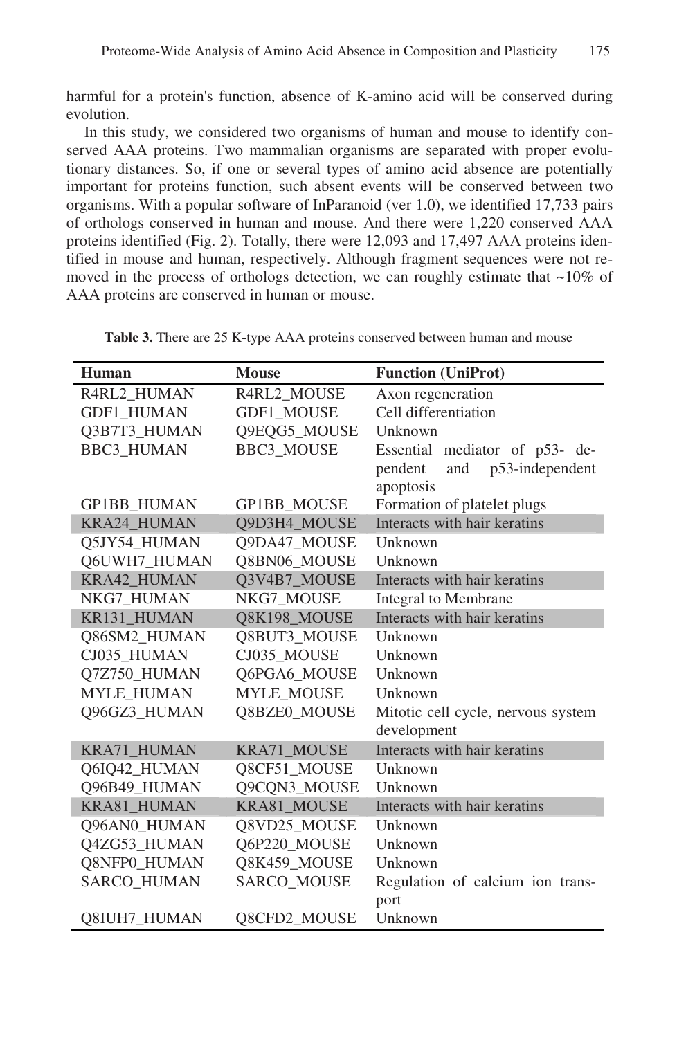harmful for a protein's function, absence of K-amino acid will be conserved during evolution.

In this study, we considered two organisms of human and mouse to identify conserved AAA proteins. Two mammalian organisms are separated with proper evolutionary distances. So, if one or several types of amino acid absence are potentially important for proteins function, such absent events will be conserved between two organisms. With a popular software of InParanoid (ver 1.0), we identified 17,733 pairs of orthologs conserved in human and mouse. And there were 1,220 conserved AAA proteins identified (Fig. 2). Totally, there were 12,093 and 17,497 AAA proteins identified in mouse and human, respectively. Although fragment sequences were not removed in the process of orthologs detection, we can roughly estimate that ~10% of AAA proteins are conserved in human or mouse.

**Table 3.** There are 25 K-type AAA proteins conserved between human and mouse

| Human | Mouse | Function (UniProt) |
|---|---|---|
| R4RL2_HUMAN | R4RL2_MOUSE | Axon regeneration |
| GDF1_HUMAN | GDF1_MOUSE | Cell differentiation |
| Q3B7T3_HUMAN | Q9EQG5_MOUSE | Unknown |
| BBC3_HUMAN | BBC3_MOUSE | Essential mediator of p53- dependent and p53-independent apoptosis |
| GP1BB_HUMAN | GP1BB_MOUSE | Formation of platelet plugs |
| KRA24_HUMAN | Q9D3H4_MOUSE | Interacts with hair keratins |
| Q5JY54_HUMAN | Q9DA47_MOUSE | Unknown |
| Q6UWH7_HUMAN | Q8BN06_MOUSE | Unknown |
| KRA42_HUMAN | Q3V4B7_MOUSE | Interacts with hair keratins |
| NKG7_HUMAN | NKG7_MOUSE | Integral to Membrane |
| KR131_HUMAN | Q8K198_MOUSE | Interacts with hair keratins |
| Q86SM2_HUMAN | Q8BUT3_MOUSE | Unknown |
| CJ035_HUMAN | CJ035_MOUSE | Unknown |
| Q7Z750_HUMAN | Q6PGA6_MOUSE | Unknown |
| MYLE_HUMAN | MYLE_MOUSE | Unknown |
| Q96GZ3_HUMAN | Q8BZE0_MOUSE | Mitotic cell cycle, nervous system development |
| KRA71_HUMAN | KRA71_MOUSE | Interacts with hair keratins |
| Q6IQ42_HUMAN | Q8CF51_MOUSE | Unknown |
| Q96B49_HUMAN | Q9CQN3_MOUSE | Unknown |
| KRA81_HUMAN | KRA81_MOUSE | Interacts with hair keratins |
| Q96AN0_HUMAN | Q8VD25_MOUSE | Unknown |
| Q4ZG53_HUMAN | Q6P220_MOUSE | Unknown |
| Q8NFP0_HUMAN | Q8K459_MOUSE | Unknown |
| SARCO_HUMAN | SARCO_MOUSE | Regulation of calcium ion transport |
| Q8IUH7_HUMAN | Q8CFD2_MOUSE | Unknown |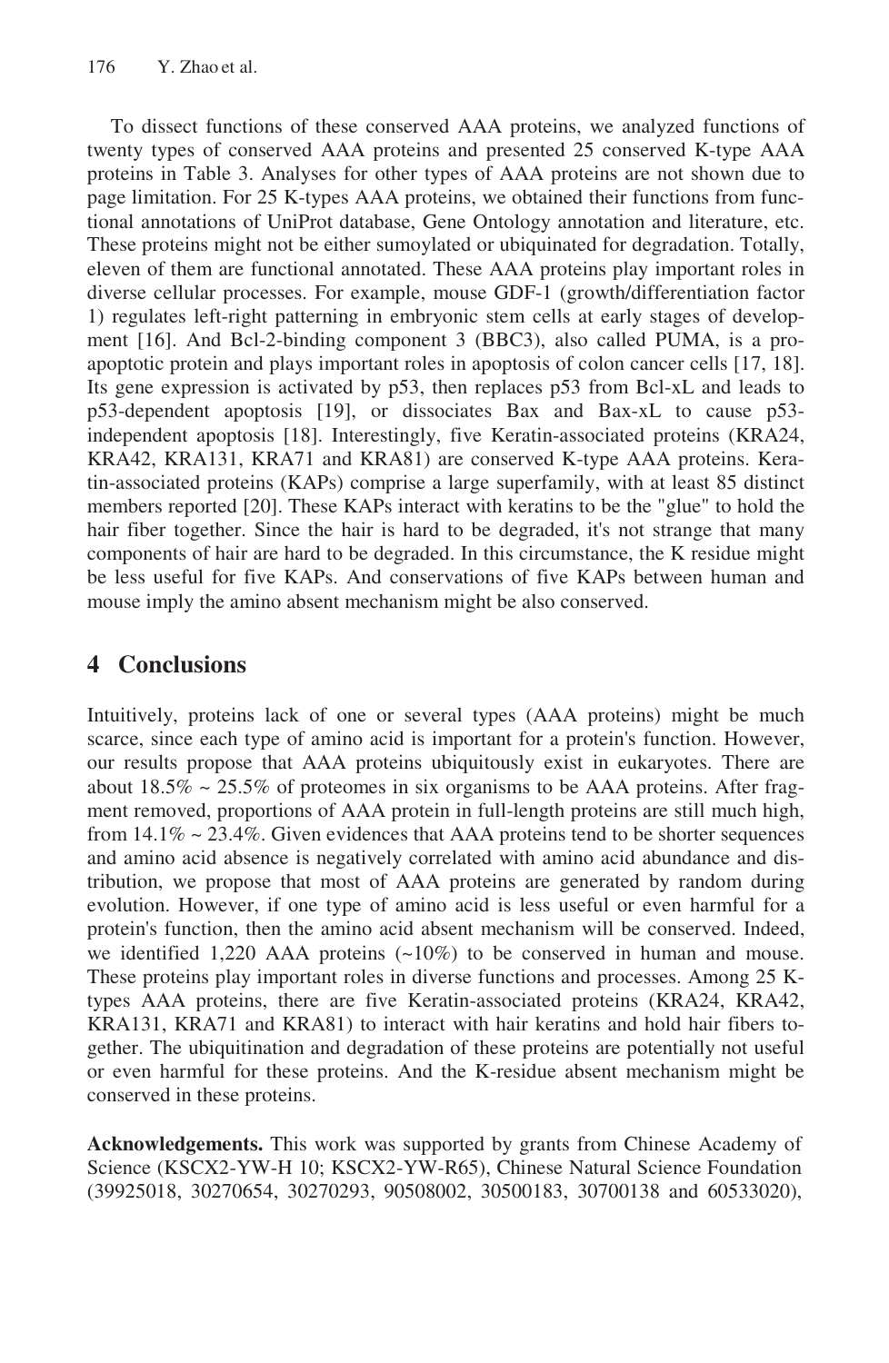To dissect functions of these conserved AAA proteins, we analyzed functions of twenty types of conserved AAA proteins and presented 25 conserved K-type AAA proteins in Table 3. Analyses for other types of AAA proteins are not shown due to page limitation. For 25 K-types AAA proteins, we obtained their functions from functional annotations of UniProt database, Gene Ontology annotation and literature, etc. These proteins might not be either sumoylated or ubiquinated for degradation. Totally, eleven of them are functional annotated. These AAA proteins play important roles in diverse cellular processes. For example, mouse GDF-1 (growth/differentiation factor 1) regulates left-right patterning in embryonic stem cells at early stages of development [16]. And Bcl-2-binding component 3 (BBC3), also called PUMA, is a pro-apoptotic protein and plays important roles in apoptosis of colon cancer cells [17, 18]. Its gene expression is activated by p53, then replaces p53 from Bcl-xL and leads to p53-dependent apoptosis [19], or dissociates Bax and Bax-xL to cause p53-independent apoptosis [18]. Interestingly, five Keratin-associated proteins (KRA24, KRA42, KRA131, KRA71 and KRA81) are conserved K-type AAA proteins. Keratin-associated proteins (KAPs) comprise a large superfamily, with at least 85 distinct members reported [20]. These KAPs interact with keratins to be the "glue" to hold the hair fiber together. Since the hair is hard to be degraded, it's not strange that many components of hair are hard to be degraded. In this circumstance, the K residue might be less useful for five KAPs. And conservations of five KAPs between human and mouse imply the amino absent mechanism might be also conserved.

## 4 Conclusions

Intuitively, proteins lack of one or several types (AAA proteins) might be much scarce, since each type of amino acid is important for a protein's function. However, our results propose that AAA proteins ubiquitously exist in eukaryotes. There are about 18.5% ~ 25.5% of proteomes in six organisms to be AAA proteins. After fragment removed, proportions of AAA protein in full-length proteins are still much high, from 14.1% ~ 23.4%. Given evidences that AAA proteins tend to be shorter sequences and amino acid absence is negatively correlated with amino acid abundance and distribution, we propose that most of AAA proteins are generated by random during evolution. However, if one type of amino acid is less useful or even harmful for a protein's function, then the amino acid absent mechanism will be conserved. Indeed, we identified 1,220 AAA proteins (~10%) to be conserved in human and mouse. These proteins play important roles in diverse functions and processes. Among 25 K-types AAA proteins, there are five Keratin-associated proteins (KRA24, KRA42, KRA131, KRA71 and KRA81) to interact with hair keratins and hold hair fibers together. The ubiquitination and degradation of these proteins are potentially not useful or even harmful for these proteins. And the K-residue absent mechanism might be conserved in these proteins.

**Acknowledgements.** This work was supported by grants from Chinese Academy of Science (KSCX2-YW-H 10; KSCX2-YW-R65), Chinese Natural Science Foundation (39925018, 30270654, 30270293, 90508002, 30500183, 30700138 and 60533020),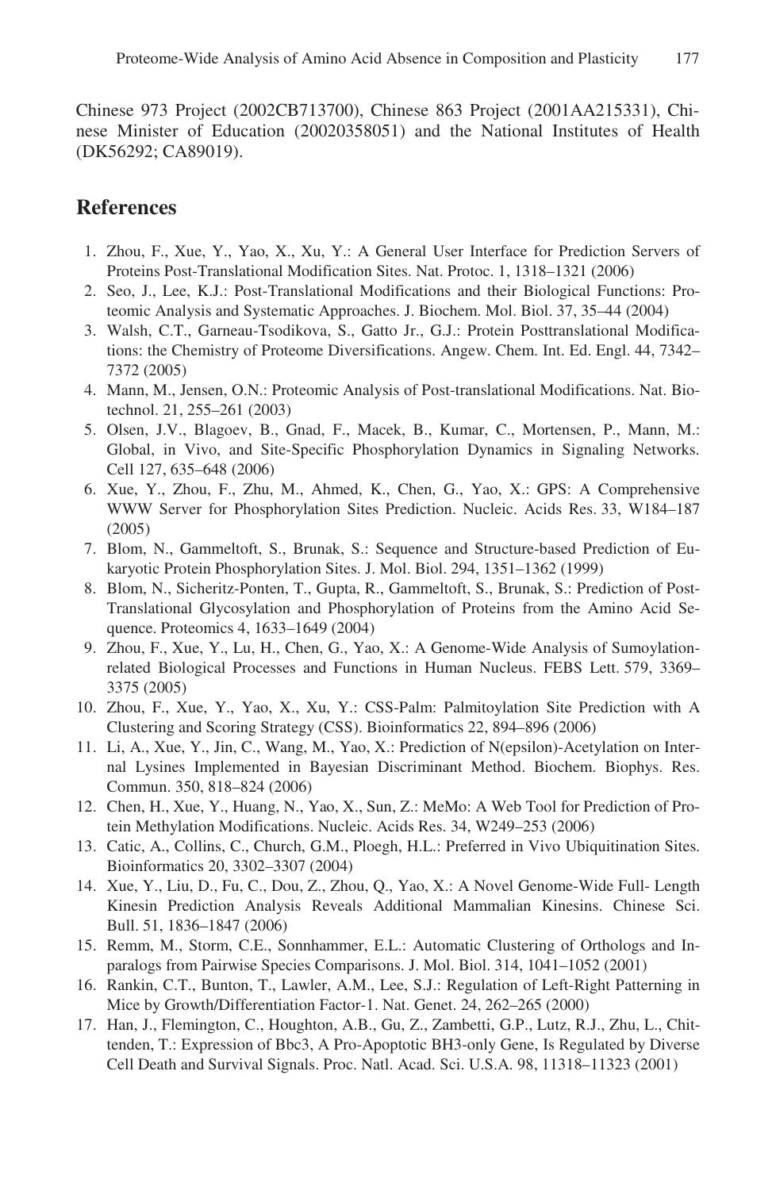Chinese 973 Project (2002CB713700), Chinese 863 Project (2001AA215331), Chinese Minister of Education (20020358051) and the National Institutes of Health (DK56292; CA89019).

## References

1. Zhou, F., Xue, Y., Yao, X., Xu, Y.: A General User Interface for Prediction Servers of Proteins Post-Translational Modification Sites. Nat. Protoc. 1, 1318–1321 (2006)
2. Seo, J., Lee, K.J.: Post-Translational Modifications and their Biological Functions: Proteomic Analysis and Systematic Approaches. J. Biochem. Mol. Biol. 37, 35–44 (2004)
3. Walsh, C.T., Garneau-Tsodikova, S., Gatto Jr., G.J.: Protein Posttranslational Modifications: the Chemistry of Proteome Diversifications. Angew. Chem. Int. Ed. Engl. 44, 7342–7372 (2005)
4. Mann, M., Jensen, O.N.: Proteomic Analysis of Post-translational Modifications. Nat. Biotechnol. 21, 255–261 (2003)
5. Olsen, J.V., Blagoev, B., Gnad, F., Macek, B., Kumar, C., Mortensen, P., Mann, M.: Global, in Vivo, and Site-Specific Phosphorylation Dynamics in Signaling Networks. Cell 127, 635–648 (2006)
6. Xue, Y., Zhou, F., Zhu, M., Ahmed, K., Chen, G., Yao, X.: GPS: A Comprehensive WWW Server for Phosphorylation Sites Prediction. Nucleic. Acids Res. 33, W184–187 (2005)
7. Blom, N., Gammeltoft, S., Brunak, S.: Sequence and Structure-based Prediction of Eukaryotic Protein Phosphorylation Sites. J. Mol. Biol. 294, 1351–1362 (1999)
8. Blom, N., Sicheritz-Ponten, T., Gupta, R., Gammeltoft, S., Brunak, S.: Prediction of Post-Translational Glycosylation and Phosphorylation of Proteins from the Amino Acid Sequence. Proteomics 4, 1633–1649 (2004)
9. Zhou, F., Xue, Y., Lu, H., Chen, G., Yao, X.: A Genome-Wide Analysis of Sumoylation-related Biological Processes and Functions in Human Nucleus. FEBS Lett. 579, 3369–3375 (2005)
10. Zhou, F., Xue, Y., Yao, X., Xu, Y.: CSS-Palm: Palmitoylation Site Prediction with A Clustering and Scoring Strategy (CSS). Bioinformatics 22, 894–896 (2006)
11. Li, A., Xue, Y., Jin, C., Wang, M., Yao, X.: Prediction of N(epsilon)-Acetylation on Internal Lysines Implemented in Bayesian Discriminant Method. Biochem. Biophys. Res. Commun. 350, 818–824 (2006)
12. Chen, H., Xue, Y., Huang, N., Yao, X., Sun, Z.: MeMo: A Web Tool for Prediction of Protein Methylation Modifications. Nucleic. Acids Res. 34, W249–253 (2006)
13. Catic, A., Collins, C., Church, G.M., Ploegh, H.L.: Preferred in Vivo Ubiquitination Sites. Bioinformatics 20, 3302–3307 (2004)
14. Xue, Y., Liu, D., Fu, C., Dou, Z., Zhou, Q., Yao, X.: A Novel Genome-Wide Full- Length Kinesin Prediction Analysis Reveals Additional Mammalian Kinesins. Chinese Sci. Bull. 51, 1836–1847 (2006)
15. Remm, M., Storm, C.E., Sonnhammer, E.L.: Automatic Clustering of Orthologs and Inparalogs from Pairwise Species Comparisons. J. Mol. Biol. 314, 1041–1052 (2001)
16. Rankin, C.T., Bunton, T., Lawler, A.M., Lee, S.J.: Regulation of Left-Right Patterning in Mice by Growth/Differentiation Factor-1. Nat. Genet. 24, 262–265 (2000)
17. Han, J., Flemington, C., Houghton, A.B., Gu, Z., Zambetti, G.P., Lutz, R.J., Zhu, L., Chittenden, T.: Expression of Bbc3, A Pro-Apoptotic BH3-only Gene, Is Regulated by Diverse Cell Death and Survival Signals. Proc. Natl. Acad. Sci. U.S.A. 98, 11318–11323 (2001)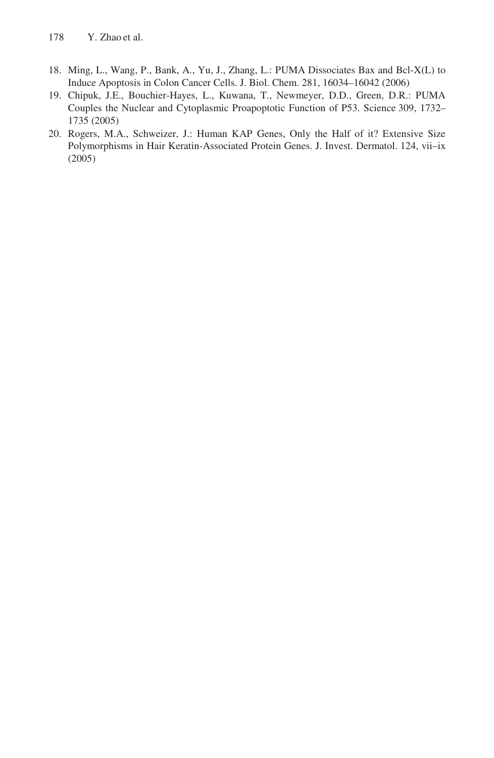18. Ming, L., Wang, P., Bank, A., Yu, J., Zhang, L.: PUMA Dissociates Bax and Bcl-X(L) to Induce Apoptosis in Colon Cancer Cells. J. Biol. Chem. 281, 16034–16042 (2006)
19. Chipuk, J.E., Bouchier-Hayes, L., Kuwana, T., Newmeyer, D.D., Green, D.R.: PUMA Couples the Nuclear and Cytoplasmic Proapoptotic Function of P53. Science 309, 1732–1735 (2005)
20. Rogers, M.A., Schweizer, J.: Human KAP Genes, Only the Half of it? Extensive Size Polymorphisms in Hair Keratin-Associated Protein Genes. J. Invest. Dermatol. 124, vii–ix (2005)